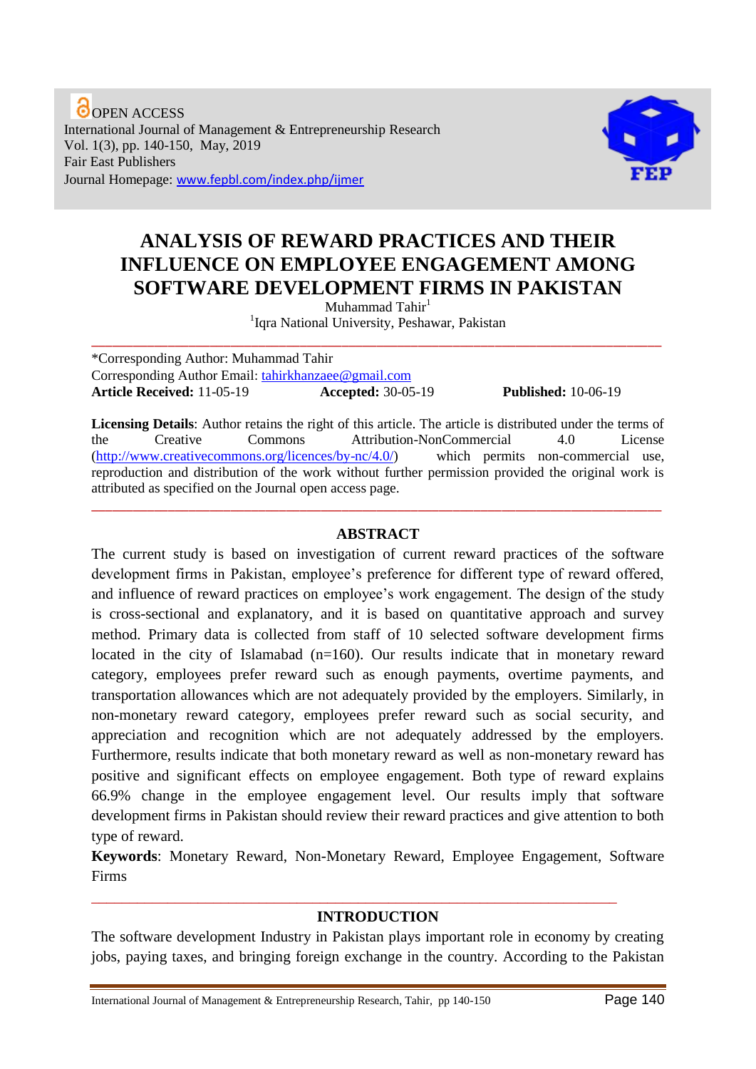OPEN ACCESS
International Journal of Management & Entrepreneurship Research
Vol. 1(3), pp. 140-150, May, 2019
Fair East Publishers
Journal Homepage: www.fepbl.com/index.php/ijmer

# ANALYSIS OF REWARD PRACTICES AND THEIR INFLUENCE ON EMPLOYEE ENGAGEMENT AMONG SOFTWARE DEVELOPMENT FIRMS IN PAKISTAN

Muhammad Tahir[1]

[1]Iqra National University, Peshawar, Pakistan

---

*Corresponding Author: Muhammad Tahir
Corresponding Author Email: tahirkhanzaee@gmail.com
**Article Received:** 11-05-19 **Accepted:** 30-05-19 **Published:** 10-06-19

**Licensing Details**: Author retains the right of this article. The article is distributed under the terms of the Creative Commons Attribution-NonCommercial 4.0 License (http://www.creativecommons.org/licences/by-nc/4.0/) which permits non-commercial use, reproduction and distribution of the work without further permission provided the original work is attributed as specified on the Journal open access page.

---

## ABSTRACT

The current study is based on investigation of current reward practices of the software development firms in Pakistan, employee's preference for different type of reward offered, and influence of reward practices on employee's work engagement. The design of the study is cross-sectional and explanatory, and it is based on quantitative approach and survey method. Primary data is collected from staff of 10 selected software development firms located in the city of Islamabad (n=160). Our results indicate that in monetary reward category, employees prefer reward such as enough payments, overtime payments, and transportation allowances which are not adequately provided by the employers. Similarly, in non-monetary reward category, employees prefer reward such as social security, and appreciation and recognition which are not adequately addressed by the employers. Furthermore, results indicate that both monetary reward as well as non-monetary reward has positive and significant effects on employee engagement. Both type of reward explains 66.9% change in the employee engagement level. Our results imply that software development firms in Pakistan should review their reward practices and give attention to both type of reward.

**Keywords**: Monetary Reward, Non-Monetary Reward, Employee Engagement, Software Firms

---

## INTRODUCTION

The software development Industry in Pakistan plays important role in economy by creating jobs, paying taxes, and bringing foreign exchange in the country. According to the Pakistan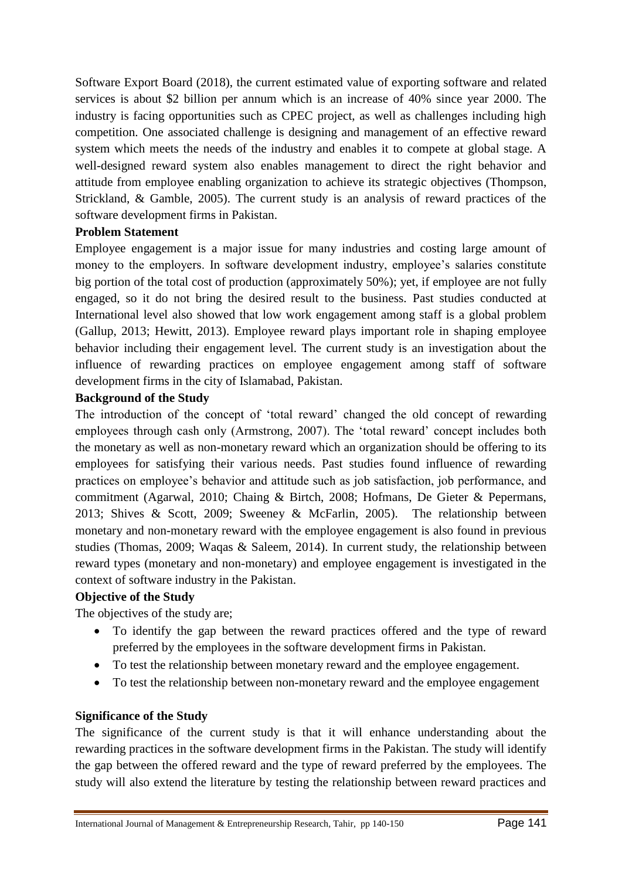Software Export Board (2018), the current estimated value of exporting software and related services is about $2 billion per annum which is an increase of 40% since year 2000. The industry is facing opportunities such as CPEC project, as well as challenges including high competition. One associated challenge is designing and management of an effective reward system which meets the needs of the industry and enables it to compete at global stage. A well-designed reward system also enables management to direct the right behavior and attitude from employee enabling organization to achieve its strategic objectives (Thompson, Strickland, & Gamble, 2005). The current study is an analysis of reward practices of the software development firms in Pakistan.

**Problem Statement**

Employee engagement is a major issue for many industries and costing large amount of money to the employers. In software development industry, employee's salaries constitute big portion of the total cost of production (approximately 50%); yet, if employee are not fully engaged, so it do not bring the desired result to the business. Past studies conducted at International level also showed that low work engagement among staff is a global problem (Gallup, 2013; Hewitt, 2013). Employee reward plays important role in shaping employee behavior including their engagement level. The current study is an investigation about the influence of rewarding practices on employee engagement among staff of software development firms in the city of Islamabad, Pakistan.

**Background of the Study**

The introduction of the concept of 'total reward' changed the old concept of rewarding employees through cash only (Armstrong, 2007). The 'total reward' concept includes both the monetary as well as non-monetary reward which an organization should be offering to its employees for satisfying their various needs. Past studies found influence of rewarding practices on employee's behavior and attitude such as job satisfaction, job performance, and commitment (Agarwal, 2010; Chaing & Birtch, 2008; Hofmans, De Gieter & Pepermans, 2013; Shives & Scott, 2009; Sweeney & McFarlin, 2005). The relationship between monetary and non-monetary reward with the employee engagement is also found in previous studies (Thomas, 2009; Waqas & Saleem, 2014). In current study, the relationship between reward types (monetary and non-monetary) and employee engagement is investigated in the context of software industry in the Pakistan.

**Objective of the Study**

The objectives of the study are;

- To identify the gap between the reward practices offered and the type of reward preferred by the employees in the software development firms in Pakistan.
- To test the relationship between monetary reward and the employee engagement.
- To test the relationship between non-monetary reward and the employee engagement

**Significance of the Study**

The significance of the current study is that it will enhance understanding about the rewarding practices in the software development firms in the Pakistan. The study will identify the gap between the offered reward and the type of reward preferred by the employees. The study will also extend the literature by testing the relationship between reward practices and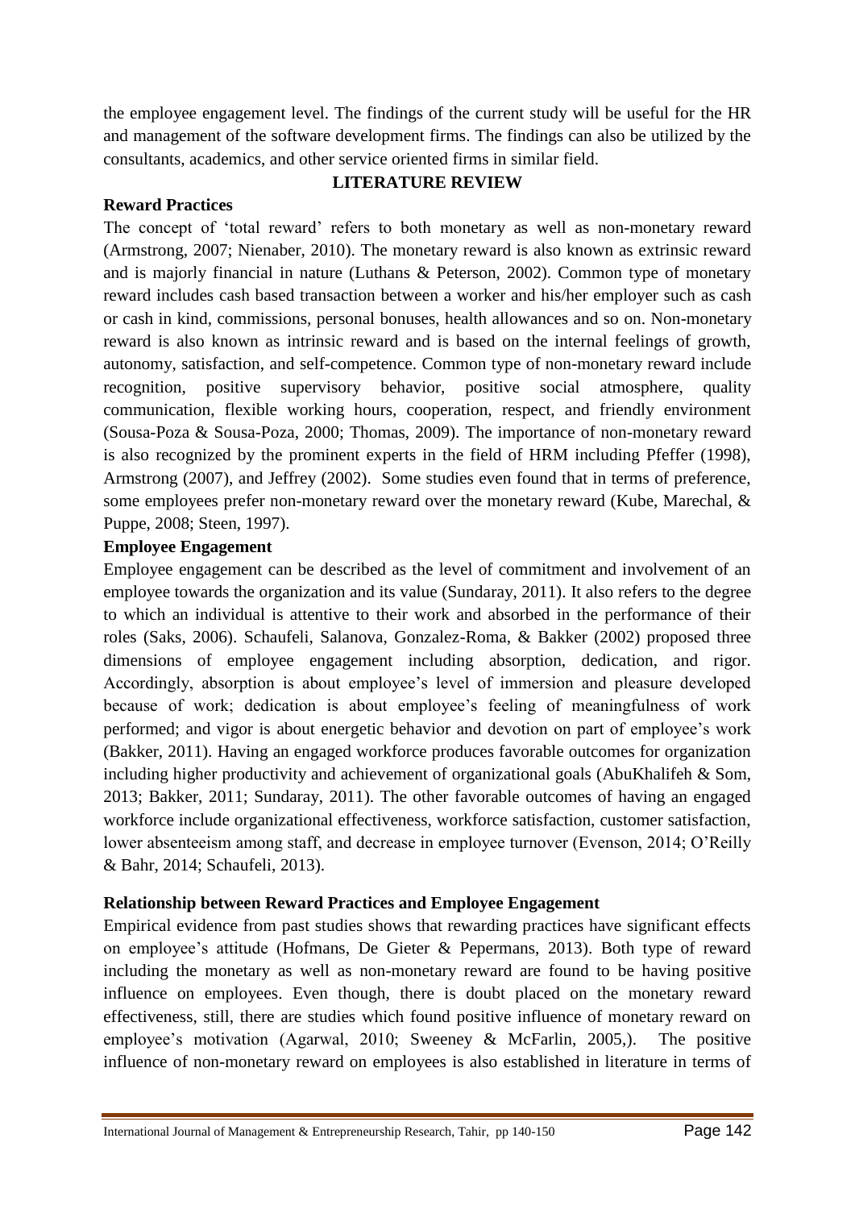the employee engagement level. The findings of the current study will be useful for the HR and management of the software development firms. The findings can also be utilized by the consultants, academics, and other service oriented firms in similar field.

## LITERATURE REVIEW

### Reward Practices

The concept of 'total reward' refers to both monetary as well as non-monetary reward (Armstrong, 2007; Nienaber, 2010). The monetary reward is also known as extrinsic reward and is majorly financial in nature (Luthans & Peterson, 2002). Common type of monetary reward includes cash based transaction between a worker and his/her employer such as cash or cash in kind, commissions, personal bonuses, health allowances and so on. Non-monetary reward is also known as intrinsic reward and is based on the internal feelings of growth, autonomy, satisfaction, and self-competence. Common type of non-monetary reward include recognition, positive supervisory behavior, positive social atmosphere, quality communication, flexible working hours, cooperation, respect, and friendly environment (Sousa-Poza & Sousa-Poza, 2000; Thomas, 2009). The importance of non-monetary reward is also recognized by the prominent experts in the field of HRM including Pfeffer (1998), Armstrong (2007), and Jeffrey (2002). Some studies even found that in terms of preference, some employees prefer non-monetary reward over the monetary reward (Kube, Marechal, & Puppe, 2008; Steen, 1997).

### Employee Engagement

Employee engagement can be described as the level of commitment and involvement of an employee towards the organization and its value (Sundaray, 2011). It also refers to the degree to which an individual is attentive to their work and absorbed in the performance of their roles (Saks, 2006). Schaufeli, Salanova, Gonzalez-Roma, & Bakker (2002) proposed three dimensions of employee engagement including absorption, dedication, and rigor. Accordingly, absorption is about employee's level of immersion and pleasure developed because of work; dedication is about employee's feeling of meaningfulness of work performed; and vigor is about energetic behavior and devotion on part of employee's work (Bakker, 2011). Having an engaged workforce produces favorable outcomes for organization including higher productivity and achievement of organizational goals (AbuKhalifeh & Som, 2013; Bakker, 2011; Sundaray, 2011). The other favorable outcomes of having an engaged workforce include organizational effectiveness, workforce satisfaction, customer satisfaction, lower absenteeism among staff, and decrease in employee turnover (Evenson, 2014; O'Reilly & Bahr, 2014; Schaufeli, 2013).

### Relationship between Reward Practices and Employee Engagement

Empirical evidence from past studies shows that rewarding practices have significant effects on employee's attitude (Hofmans, De Gieter & Pepermans, 2013). Both type of reward including the monetary as well as non-monetary reward are found to be having positive influence on employees. Even though, there is doubt placed on the monetary reward effectiveness, still, there are studies which found positive influence of monetary reward on employee's motivation (Agarwal, 2010; Sweeney & McFarlin, 2005,). The positive influence of non-monetary reward on employees is also established in literature in terms of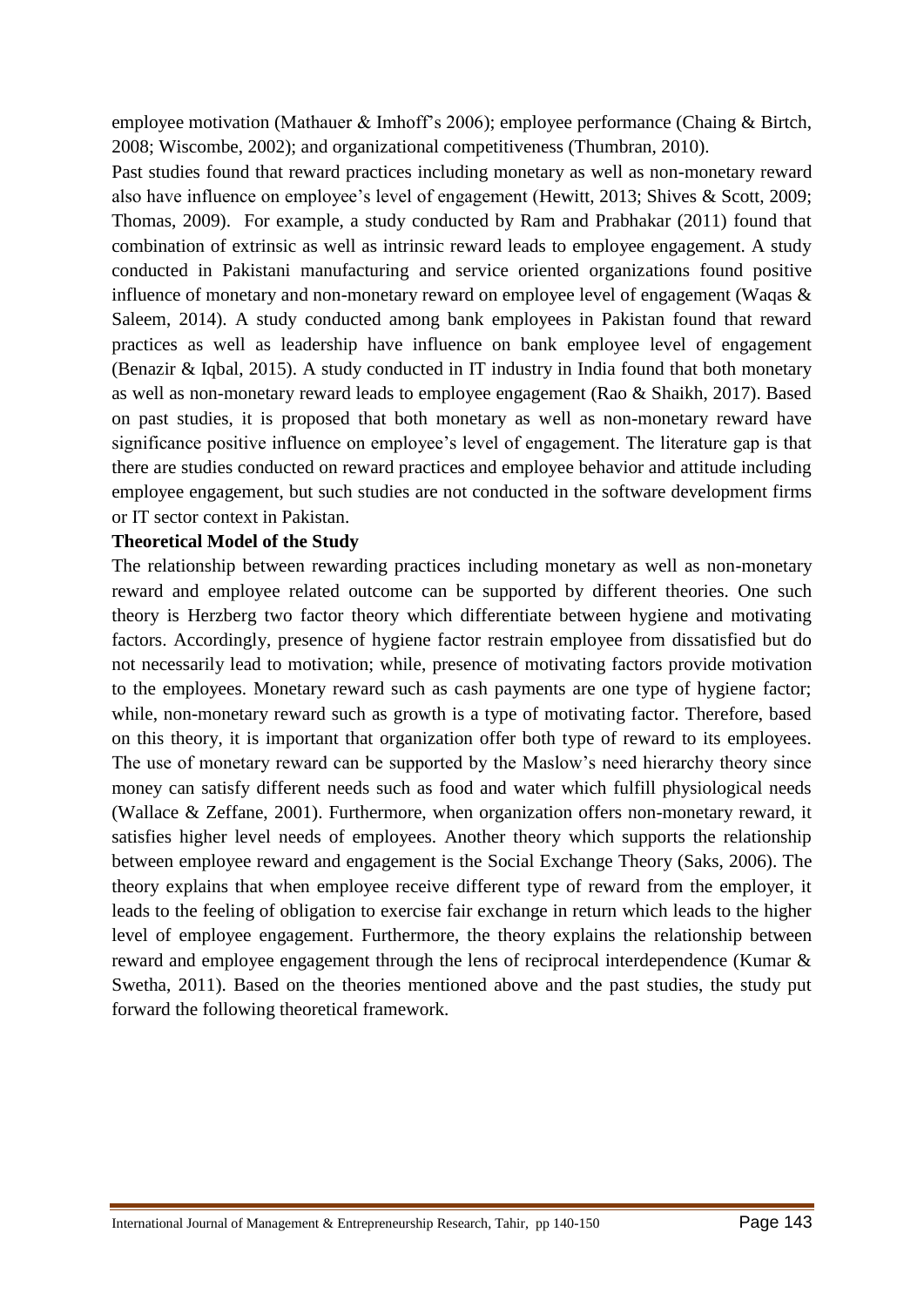employee motivation (Mathauer & Imhoff's 2006); employee performance (Chaing & Birtch, 2008; Wiscombe, 2002); and organizational competitiveness (Thumbran, 2010).

Past studies found that reward practices including monetary as well as non-monetary reward also have influence on employee's level of engagement (Hewitt, 2013; Shives & Scott, 2009; Thomas, 2009). For example, a study conducted by Ram and Prabhakar (2011) found that combination of extrinsic as well as intrinsic reward leads to employee engagement. A study conducted in Pakistani manufacturing and service oriented organizations found positive influence of monetary and non-monetary reward on employee level of engagement (Waqas & Saleem, 2014). A study conducted among bank employees in Pakistan found that reward practices as well as leadership have influence on bank employee level of engagement (Benazir & Iqbal, 2015). A study conducted in IT industry in India found that both monetary as well as non-monetary reward leads to employee engagement (Rao & Shaikh, 2017). Based on past studies, it is proposed that both monetary as well as non-monetary reward have significance positive influence on employee's level of engagement. The literature gap is that there are studies conducted on reward practices and employee behavior and attitude including employee engagement, but such studies are not conducted in the software development firms or IT sector context in Pakistan.

**Theoretical Model of the Study**

The relationship between rewarding practices including monetary as well as non-monetary reward and employee related outcome can be supported by different theories. One such theory is Herzberg two factor theory which differentiate between hygiene and motivating factors. Accordingly, presence of hygiene factor restrain employee from dissatisfied but do not necessarily lead to motivation; while, presence of motivating factors provide motivation to the employees. Monetary reward such as cash payments are one type of hygiene factor; while, non-monetary reward such as growth is a type of motivating factor. Therefore, based on this theory, it is important that organization offer both type of reward to its employees. The use of monetary reward can be supported by the Maslow's need hierarchy theory since money can satisfy different needs such as food and water which fulfill physiological needs (Wallace & Zeffane, 2001). Furthermore, when organization offers non-monetary reward, it satisfies higher level needs of employees. Another theory which supports the relationship between employee reward and engagement is the Social Exchange Theory (Saks, 2006). The theory explains that when employee receive different type of reward from the employer, it leads to the feeling of obligation to exercise fair exchange in return which leads to the higher level of employee engagement. Furthermore, the theory explains the relationship between reward and employee engagement through the lens of reciprocal interdependence (Kumar & Swetha, 2011). Based on the theories mentioned above and the past studies, the study put forward the following theoretical framework.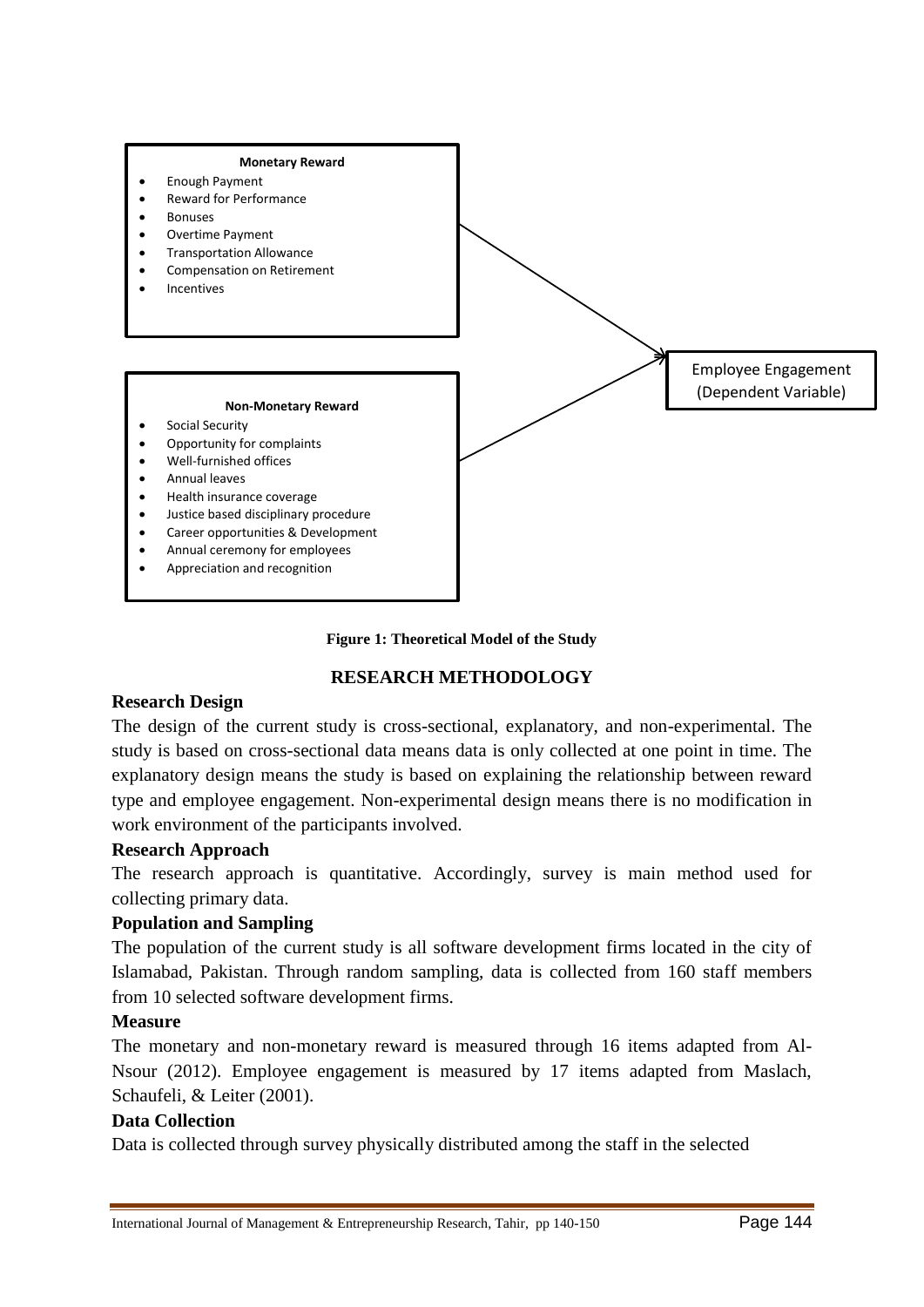**Monetary Reward**

- Enough Payment
- Reward for Performance
- Bonuses
- Overtime Payment
- Transportation Allowance
- Compensation on Retirement
- Incentives

**Non-Monetary Reward**

- Social Security
- Opportunity for complaints
- Well-furnished offices
- Annual leaves
- Health insurance coverage
- Justice based disciplinary procedure
- Career opportunities & Development
- Annual ceremony for employees
- Appreciation and recognition

Employee Engagement (Dependent Variable)

**Figure 1: Theoretical Model of the Study**

## RESEARCH METHODOLOGY

### Research Design

The design of the current study is cross-sectional, explanatory, and non-experimental. The study is based on cross-sectional data means data is only collected at one point in time. The explanatory design means the study is based on explaining the relationship between reward type and employee engagement. Non-experimental design means there is no modification in work environment of the participants involved.

### Research Approach

The research approach is quantitative. Accordingly, survey is main method used for collecting primary data.

### Population and Sampling

The population of the current study is all software development firms located in the city of Islamabad, Pakistan. Through random sampling, data is collected from 160 staff members from 10 selected software development firms.

### Measure

The monetary and non-monetary reward is measured through 16 items adapted from Al-Nsour (2012). Employee engagement is measured by 17 items adapted from Maslach, Schaufeli, & Leiter (2001).

### Data Collection

Data is collected through survey physically distributed among the staff in the selected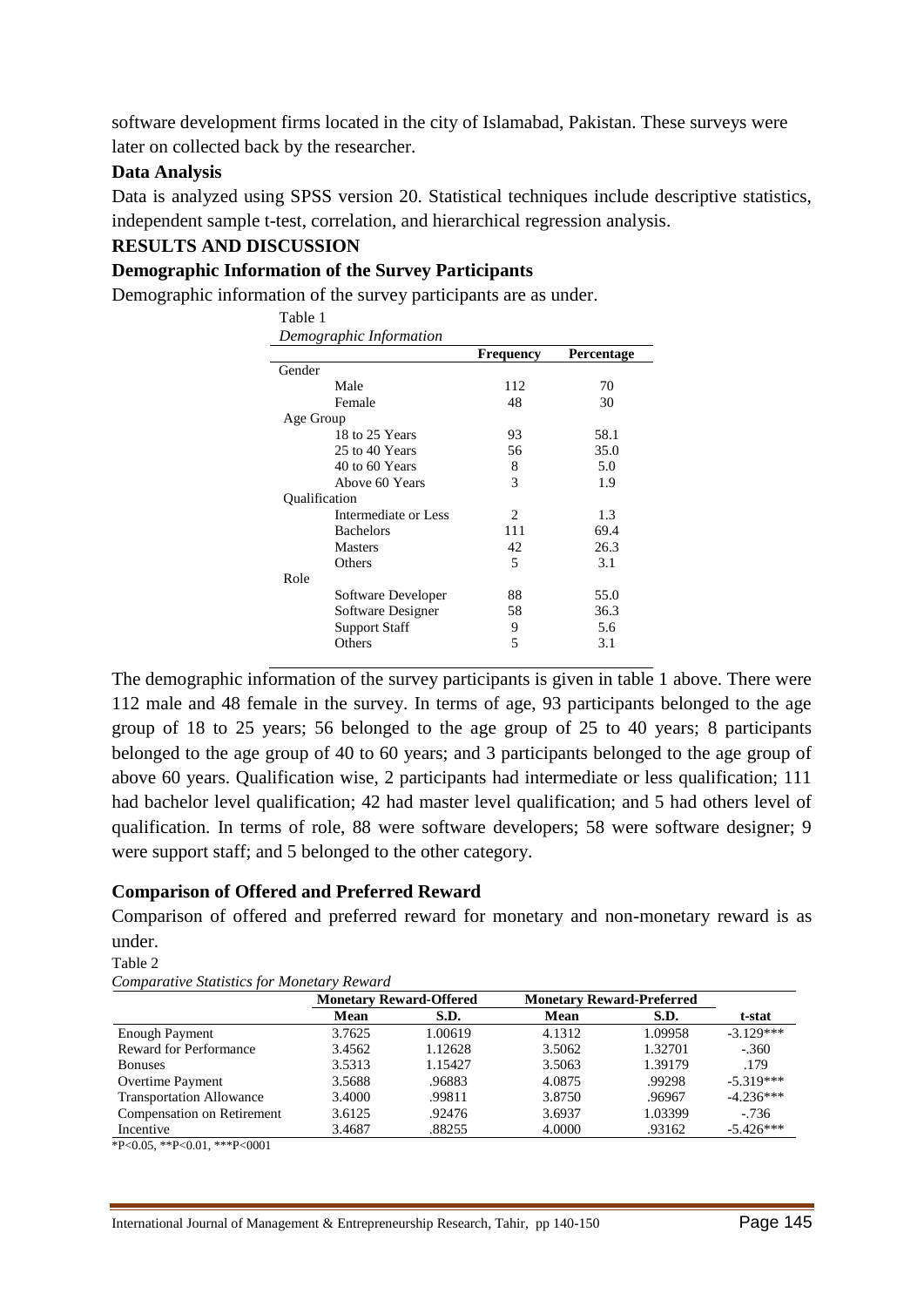software development firms located in the city of Islamabad, Pakistan. These surveys were later on collected back by the researcher.

### Data Analysis

Data is analyzed using SPSS version 20. Statistical techniques include descriptive statistics, independent sample t-test, correlation, and hierarchical regression analysis.

## RESULTS AND DISCUSSION

### Demographic Information of the Survey Participants

Demographic information of the survey participants are as under.

Table 1

*Demographic Information*

| | Frequency | Percentage |
|---|---|---|
| Gender | | |
| Male | 112 | 70 |
| Female | 48 | 30 |
| Age Group | | |
| 18 to 25 Years | 93 | 58.1 |
| 25 to 40 Years | 56 | 35.0 |
| 40 to 60 Years | 8 | 5.0 |
| Above 60 Years | 3 | 1.9 |
| Qualification | | |
| Intermediate or Less | 2 | 1.3 |
| Bachelors | 111 | 69.4 |
| Masters | 42 | 26.3 |
| Others | 5 | 3.1 |
| Role | | |
| Software Developer | 88 | 55.0 |
| Software Designer | 58 | 36.3 |
| Support Staff | 9 | 5.6 |
| Others | 5 | 3.1 |

The demographic information of the survey participants is given in table 1 above. There were 112 male and 48 female in the survey. In terms of age, 93 participants belonged to the age group of 18 to 25 years; 56 belonged to the age group of 25 to 40 years; 8 participants belonged to the age group of 40 to 60 years; and 3 participants belonged to the age group of above 60 years. Qualification wise, 2 participants had intermediate or less qualification; 111 had bachelor level qualification; 42 had master level qualification; and 5 had others level of qualification. In terms of role, 88 were software developers; 58 were software designer; 9 were support staff; and 5 belonged to the other category.

### Comparison of Offered and Preferred Reward

Comparison of offered and preferred reward for monetary and non-monetary reward is as under.

Table 2

*Comparative Statistics for Monetary Reward*

| | Monetary Reward-Offered | | Monetary Reward-Preferred | | |
|---|---|---|---|---|---|
| | Mean | S.D. | Mean | S.D. | t-stat |
| Enough Payment | 3.7625 | 1.00619 | 4.1312 | 1.09958 | -3.129*** |
| Reward for Performance | 3.4562 | 1.12628 | 3.5062 | 1.32701 | -.360 |
| Bonuses | 3.5313 | 1.15427 | 3.5063 | 1.39179 | .179 |
| Overtime Payment | 3.5688 | .96883 | 4.0875 | .99298 | -5.319*** |
| Transportation Allowance | 3.4000 | .99811 | 3.8750 | .96967 | -4.236*** |
| Compensation on Retirement | 3.6125 | .92476 | 3.6937 | 1.03399 | -.736 |
| Incentive | 3.4687 | .88255 | 4.0000 | .93162 | -5.426*** |

*P<0.05, **P<0.01, ***P<0001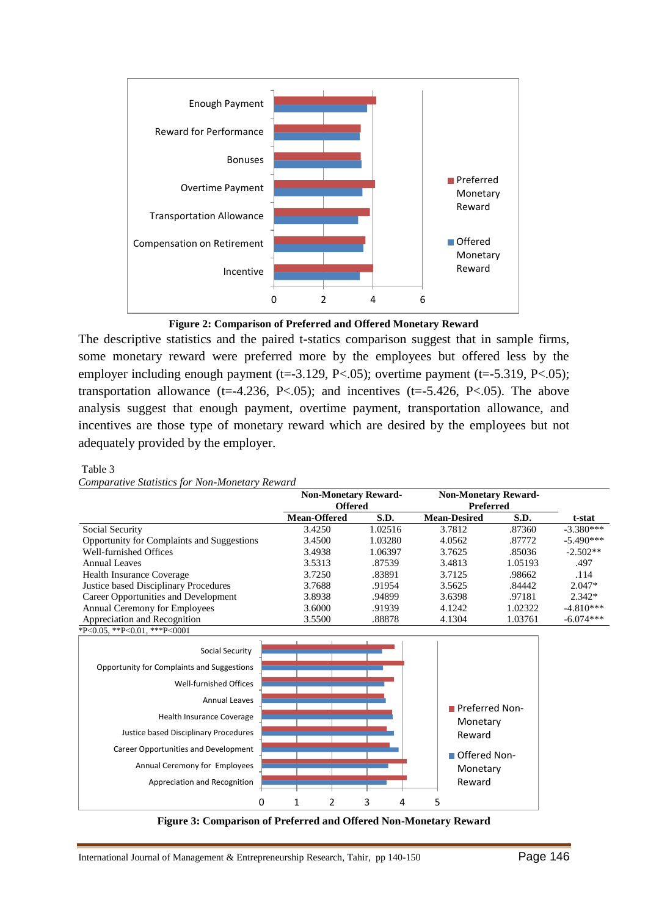**Figure 2: Comparison of Preferred and Offered Monetary Reward**

The descriptive statistics and the paired t-statics comparison suggest that in sample firms, some monetary reward were preferred more by the employees but offered less by the employer including enough payment (t=-3.129, P<.05); overtime payment (t=-5.319, P<.05); transportation allowance (t=-4.236, P<.05); and incentives (t=-5.426, P<.05). The above analysis suggest that enough payment, overtime payment, transportation allowance, and incentives are those type of monetary reward which are desired by the employees but not adequately provided by the employer.

Table 3

*Comparative Statistics for Non-Monetary Reward*

| | Non-Monetary Reward-Offered | | Non-Monetary Reward-Preferred | | |
|---|---|---|---|---|---|
| | **Mean-Offered** | **S.D.** | **Mean-Desired** | **S.D.** | **t-stat** |
| Social Security | 3.4250 | 1.02516 | 3.7812 | .87360 | -3.380*** |
| Opportunity for Complaints and Suggestions | 3.4500 | 1.03280 | 4.0562 | .87772 | -5.490*** |
| Well-furnished Offices | 3.4938 | 1.06397 | 3.7625 | .85036 | -2.502** |
| Annual Leaves | 3.5313 | .87539 | 3.4813 | 1.05193 | .497 |
| Health Insurance Coverage | 3.7250 | .83891 | 3.7125 | .98662 | .114 |
| Justice based Disciplinary Procedures | 3.7688 | .91954 | 3.5625 | .84442 | 2.047* |
| Career Opportunities and Development | 3.8938 | .94899 | 3.6398 | .97181 | 2.342* |
| Annual Ceremony for Employees | 3.6000 | .91939 | 4.1242 | 1.02322 | -4.810*** |
| Appreciation and Recognition | 3.5500 | .88878 | 4.1304 | 1.03761 | -6.074*** |

*P<0.05, **P<0.01, ***P<0001

**Figure 3: Comparison of Preferred and Offered Non-Monetary Reward**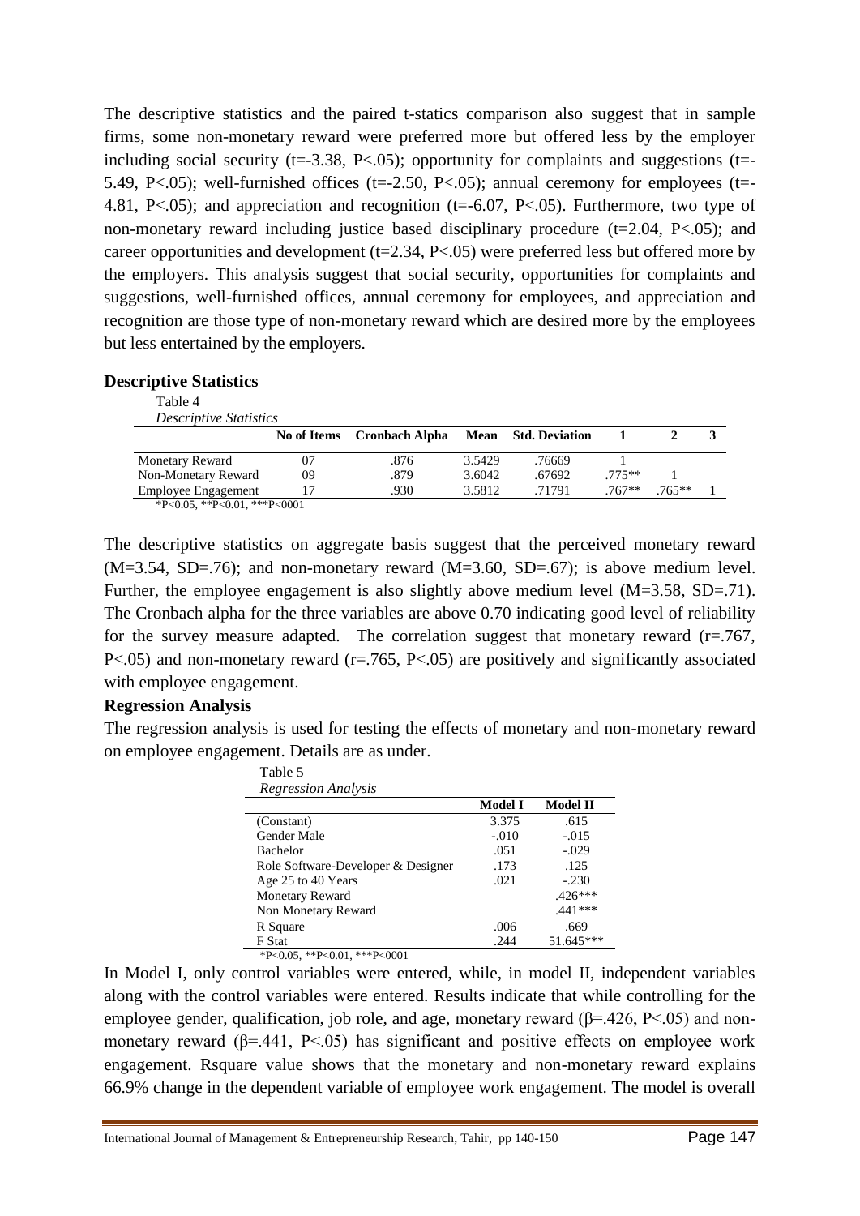The descriptive statistics and the paired t-statics comparison also suggest that in sample firms, some non-monetary reward were preferred more but offered less by the employer including social security ($t=-3.38$, $P<.05$); opportunity for complaints and suggestions ($t=-5.49$, $P<.05$); well-furnished offices ($t=-2.50$, $P<.05$); annual ceremony for employees ($t=-4.81$, $P<.05$); and appreciation and recognition ($t=-6.07$, $P<.05$). Furthermore, two type of non-monetary reward including justice based disciplinary procedure ($t=2.04$, $P<.05$); and career opportunities and development ($t=2.34$, $P<.05$) were preferred less but offered more by the employers. This analysis suggest that social security, opportunities for complaints and suggestions, well-furnished offices, annual ceremony for employees, and appreciation and recognition are those type of non-monetary reward which are desired more by the employees but less entertained by the employers.

## Descriptive Statistics

Table 4

*Descriptive Statistics*

| | No of Items | Cronbach Alpha | Mean | Std. Deviation | 1 | 2 | 3 |
|---|---|---|---|---|---|---|---|
| Monetary Reward | 07 | .876 | 3.5429 | .76669 | 1 | | |
| Non-Monetary Reward | 09 | .879 | 3.6042 | .67692 | .775** | 1 | |
| Employee Engagement | 17 | .930 | 3.5812 | .71791 | .767** | .765** | 1 |

*P<0.05, **P<0.01, ***P<0001

The descriptive statistics on aggregate basis suggest that the perceived monetary reward ($M=3.54$, $SD=.76$); and non-monetary reward ($M=3.60$, $SD=.67$); is above medium level. Further, the employee engagement is also slightly above medium level ($M=3.58$, $SD=.71$). The Cronbach alpha for the three variables are above 0.70 indicating good level of reliability for the survey measure adapted. The correlation suggest that monetary reward ($r=.767$, $P<.05$) and non-monetary reward ($r=.765$, $P<.05$) are positively and significantly associated with employee engagement.

## Regression Analysis

The regression analysis is used for testing the effects of monetary and non-monetary reward on employee engagement. Details are as under.

Table 5

*Regression Analysis*

| | Model I | Model II |
|---|---|---|
| (Constant) | 3.375 | .615 |
| Gender Male | -.010 | -.015 |
| Bachelor | .051 | -.029 |
| Role Software-Developer & Designer | .173 | .125 |
| Age 25 to 40 Years | .021 | -.230 |
| Monetary Reward | | .426*** |
| Non Monetary Reward | | .441*** |
| R Square | .006 | .669 |
| F Stat | .244 | 51.645*** |

*P<0.05, **P<0.01, ***P<0001

In Model I, only control variables were entered, while, in model II, independent variables along with the control variables were entered. Results indicate that while controlling for the employee gender, qualification, job role, and age, monetary reward ($\beta=.426$, $P<.05$) and non-monetary reward ($\beta=.441$, $P<.05$) has significant and positive effects on employee work engagement. Rsquare value shows that the monetary and non-monetary reward explains 66.9% change in the dependent variable of employee work engagement. The model is overall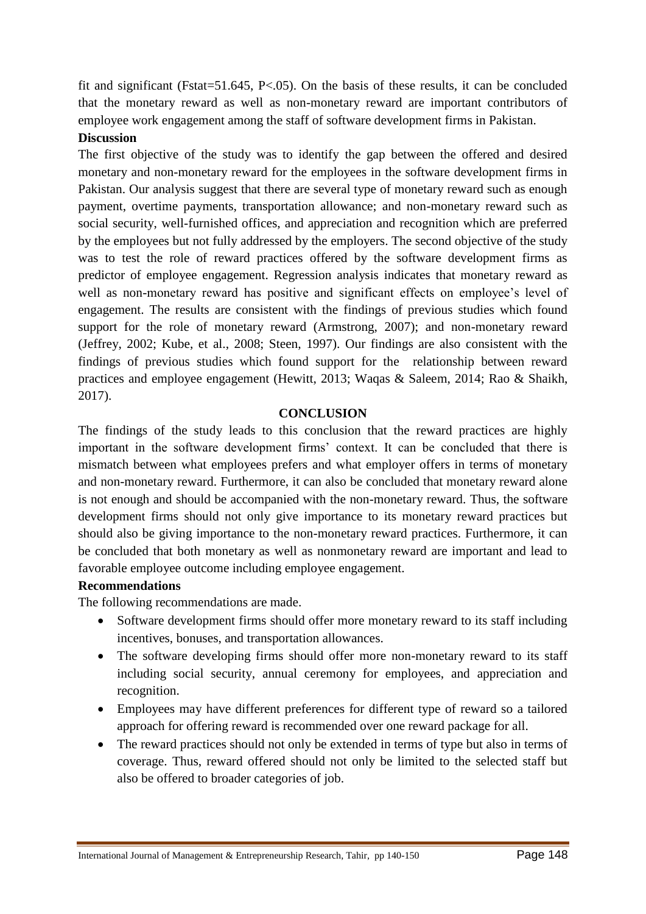fit and significant (Fstat=51.645, $P<.05$). On the basis of these results, it can be concluded that the monetary reward as well as non-monetary reward are important contributors of employee work engagement among the staff of software development firms in Pakistan.

### Discussion

The first objective of the study was to identify the gap between the offered and desired monetary and non-monetary reward for the employees in the software development firms in Pakistan. Our analysis suggest that there are several type of monetary reward such as enough payment, overtime payments, transportation allowance; and non-monetary reward such as social security, well-furnished offices, and appreciation and recognition which are preferred by the employees but not fully addressed by the employers. The second objective of the study was to test the role of reward practices offered by the software development firms as predictor of employee engagement. Regression analysis indicates that monetary reward as well as non-monetary reward has positive and significant effects on employee's level of engagement. The results are consistent with the findings of previous studies which found support for the role of monetary reward (Armstrong, 2007); and non-monetary reward (Jeffrey, 2002; Kube, et al., 2008; Steen, 1997). Our findings are also consistent with the findings of previous studies which found support for the relationship between reward practices and employee engagement (Hewitt, 2013; Waqas & Saleem, 2014; Rao & Shaikh, 2017).

## CONCLUSION

The findings of the study leads to this conclusion that the reward practices are highly important in the software development firms' context. It can be concluded that there is mismatch between what employees prefers and what employer offers in terms of monetary and non-monetary reward. Furthermore, it can also be concluded that monetary reward alone is not enough and should be accompanied with the non-monetary reward. Thus, the software development firms should not only give importance to its monetary reward practices but should also be giving importance to the non-monetary reward practices. Furthermore, it can be concluded that both monetary as well as nonmonetary reward are important and lead to favorable employee outcome including employee engagement.

### Recommendations

The following recommendations are made.

- Software development firms should offer more monetary reward to its staff including incentives, bonuses, and transportation allowances.
- The software developing firms should offer more non-monetary reward to its staff including social security, annual ceremony for employees, and appreciation and recognition.
- Employees may have different preferences for different type of reward so a tailored approach for offering reward is recommended over one reward package for all.
- The reward practices should not only be extended in terms of type but also in terms of coverage. Thus, reward offered should not only be limited to the selected staff but also be offered to broader categories of job.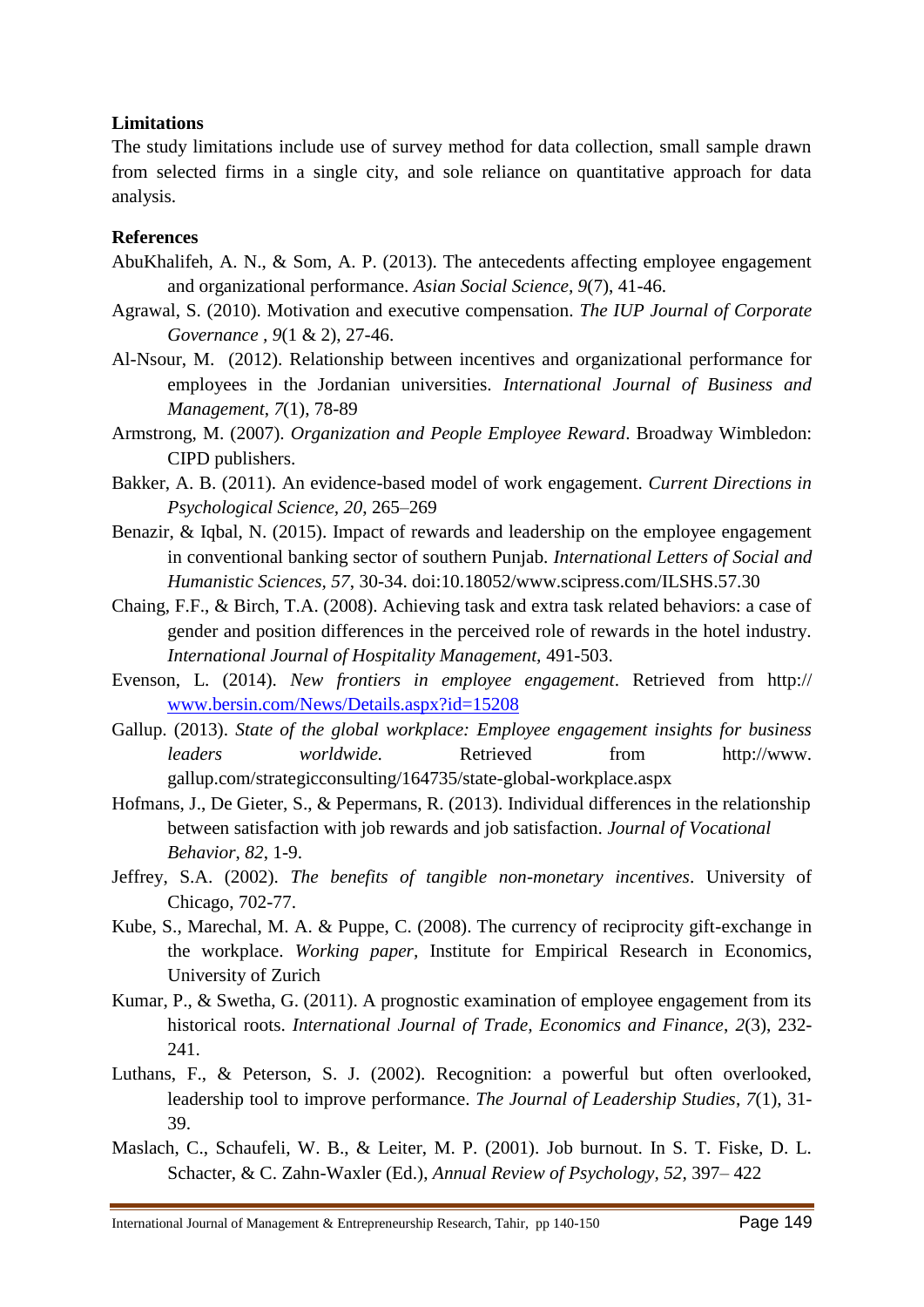**Limitations**

The study limitations include use of survey method for data collection, small sample drawn from selected firms in a single city, and sole reliance on quantitative approach for data analysis.

**References**

AbuKhalifeh, A. N., & Som, A. P. (2013). The antecedents affecting employee engagement and organizational performance. *Asian Social Science*, *9*(7), 41-46.

Agrawal, S. (2010). Motivation and executive compensation. *The IUP Journal of Corporate Governance* , *9*(1 & 2), 27-46.

Al-Nsour, M. (2012). Relationship between incentives and organizational performance for employees in the Jordanian universities. *International Journal of Business and Management*, *7*(1), 78-89

Armstrong, M. (2007). *Organization and People Employee Reward*. Broadway Wimbledon: CIPD publishers.

Bakker, A. B. (2011). An evidence-based model of work engagement. *Current Directions in Psychological Science*, *20*, 265–269

Benazir, & Iqbal, N. (2015). Impact of rewards and leadership on the employee engagement in conventional banking sector of southern Punjab. *International Letters of Social and Humanistic Sciences, 57*, 30-34. doi:10.18052/www.scipress.com/ILSHS.57.30

Chaing, F.F., & Birch, T.A. (2008). Achieving task and extra task related behaviors: a case of gender and position differences in the perceived role of rewards in the hotel industry. *International Journal of Hospitality Management*, 491-503.

Evenson, L. (2014). *New frontiers in employee engagement*. Retrieved from http:// www.bersin.com/News/Details.aspx?id=15208

Gallup. (2013). *State of the global workplace: Employee engagement insights for business leaders worldwide.* Retrieved from http://www. gallup.com/strategicconsulting/164735/state-global-workplace.aspx

Hofmans, J., De Gieter, S., & Pepermans, R. (2013). Individual differences in the relationship between satisfaction with job rewards and job satisfaction. *Journal of Vocational Behavior*, *82*, 1-9.

Jeffrey, S.A. (2002). *The benefits of tangible non-monetary incentives*. University of Chicago, 702-77.

Kube, S., Marechal, M. A. & Puppe, C. (2008). The currency of reciprocity gift-exchange in the workplace. *Working paper*, Institute for Empirical Research in Economics, University of Zurich

Kumar, P., & Swetha, G. (2011). A prognostic examination of employee engagement from its historical roots. *International Journal of Trade, Economics and Finance*, *2*(3), 232-241.

Luthans, F., & Peterson, S. J. (2002). Recognition: a powerful but often overlooked, leadership tool to improve performance. *The Journal of Leadership Studies*, *7*(1), 31-39.

Maslach, C., Schaufeli, W. B., & Leiter, M. P. (2001). Job burnout. In S. T. Fiske, D. L. Schacter, & C. Zahn-Waxler (Ed.), *Annual Review of Psychology*, *52*, 397– 422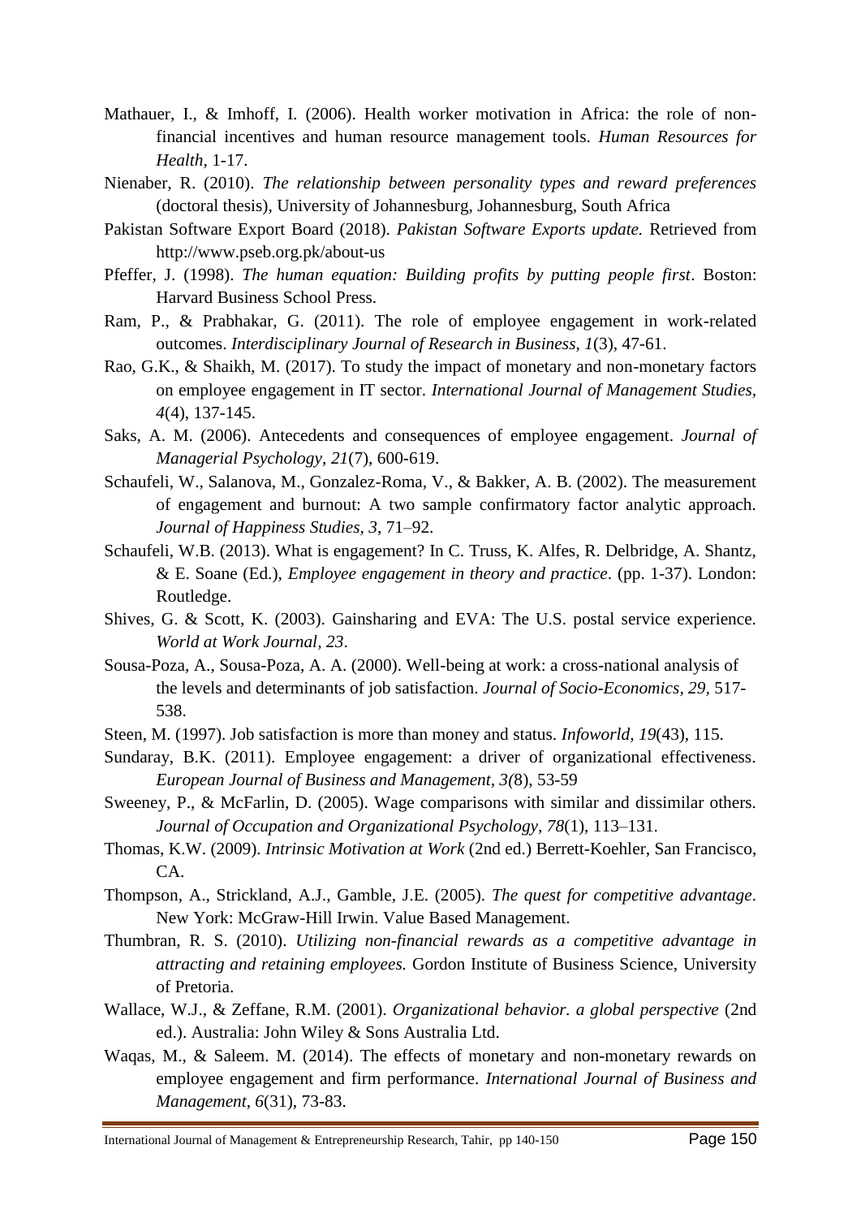Mathauer, I., & Imhoff, I. (2006). Health worker motivation in Africa: the role of non-financial incentives and human resource management tools. *Human Resources for Health*, 1-17.

Nienaber, R. (2010). *The relationship between personality types and reward preferences* (doctoral thesis), University of Johannesburg, Johannesburg, South Africa

Pakistan Software Export Board (2018). *Pakistan Software Exports update.* Retrieved from http://www.pseb.org.pk/about-us

Pfeffer, J. (1998). *The human equation: Building profits by putting people first*. Boston: Harvard Business School Press.

Ram, P., & Prabhakar, G. (2011). The role of employee engagement in work-related outcomes. *Interdisciplinary Journal of Research in Business*, *1*(3), 47-61.

Rao, G.K., & Shaikh, M. (2017). To study the impact of monetary and non-monetary factors on employee engagement in IT sector. *International Journal of Management Studies*, *4*(4), 137-145.

Saks, A. M. (2006). Antecedents and consequences of employee engagement. *Journal of Managerial Psychology*, *21*(7), 600-619.

Schaufeli, W., Salanova, M., Gonzalez-Roma, V., & Bakker, A. B. (2002). The measurement of engagement and burnout: A two sample confirmatory factor analytic approach. *Journal of Happiness Studies, 3*, 71–92.

Schaufeli, W.B. (2013). What is engagement? In C. Truss, K. Alfes, R. Delbridge, A. Shantz, & E. Soane (Ed.), *Employee engagement in theory and practice*. (pp. 1-37). London: Routledge.

Shives, G. & Scott, K. (2003). Gainsharing and EVA: The U.S. postal service experience. *World at Work Journal, 23*.

Sousa-Poza, A., Sousa-Poza, A. A. (2000). Well-being at work: a cross-national analysis of the levels and determinants of job satisfaction. *Journal of Socio-Economics, 29,* 517-538.

Steen, M. (1997). Job satisfaction is more than money and status. *Infoworld, 19*(43), 115.

Sundaray, B.K. (2011). Employee engagement: a driver of organizational effectiveness. *European Journal of Business and Management, 3(*8), 53-59

Sweeney, P., & McFarlin, D. (2005). Wage comparisons with similar and dissimilar others. *Journal of Occupation and Organizational Psychology, 78*(1), 113–131.

Thomas, K.W. (2009). *Intrinsic Motivation at Work* (2nd ed.) Berrett-Koehler, San Francisco, CA.

Thompson, A., Strickland, A.J., Gamble, J.E. (2005). *The quest for competitive advantage*. New York: McGraw-Hill Irwin. Value Based Management.

Thumbran, R. S. (2010). *Utilizing non-financial rewards as a competitive advantage in attracting and retaining employees.* Gordon Institute of Business Science, University of Pretoria.

Wallace, W.J., & Zeffane, R.M. (2001). *Organizational behavior. a global perspective* (2nd ed.). Australia: John Wiley & Sons Australia Ltd.

Waqas, M., & Saleem. M. (2014). The effects of monetary and non-monetary rewards on employee engagement and firm performance. *International Journal of Business and Management, 6*(31), 73-83.